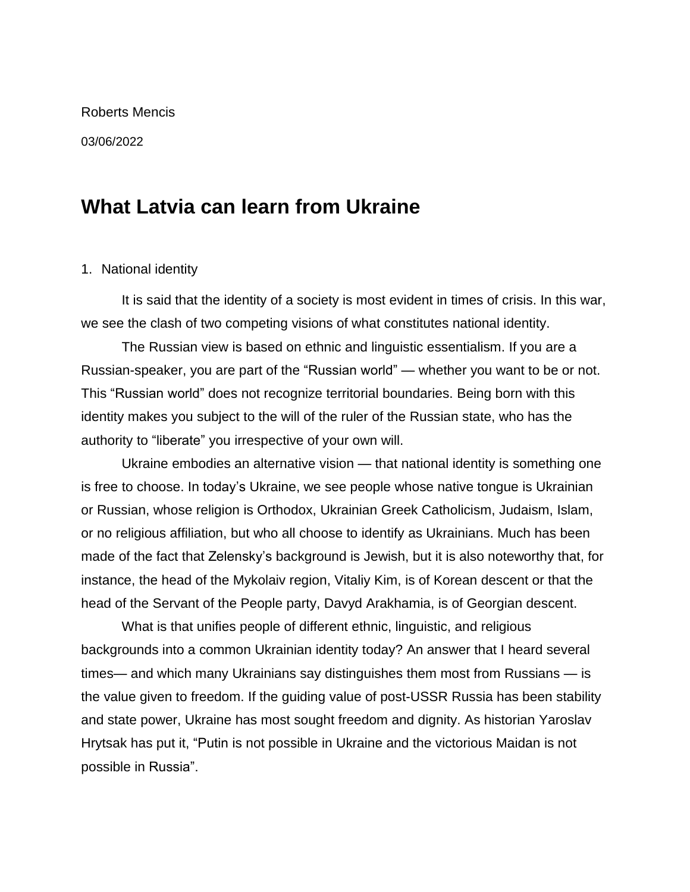Roberts Mencis

03/06/2022

# What Latvia can learn from Ukraine

1. National identity

It is said that the identity of a society is most evident in times of crisis. In this war, we see the clash of two competing visions of what constitutes national identity.

The Russian view is based on ethnic and linguistic essentialism. If you are a Russian-speaker, you are part of the "Russian world" — whether you want to be or not. This "Russian world" does not recognize territorial boundaries. Being born with this identity makes you subject to the will of the ruler of the Russian state, who has the authority to "liberate" you irrespective of your own will.

Ukraine embodies an alternative vision — that national identity is something one is free to choose. In today's Ukraine, we see people whose native tongue is Ukrainian or Russian, whose religion is Orthodox, Ukrainian Greek Catholicism, Judaism, Islam, or no religious affiliation, but who all choose to identify as Ukrainians. Much has been made of the fact that Zelensky's background is Jewish, but it is also noteworthy that, for instance, the head of the Mykolaiv region, Vitaliy Kim, is of Korean descent or that the head of the Servant of the People party, Davyd Arakhamia, is of Georgian descent.

What is that unifies people of different ethnic, linguistic, and religious backgrounds into a common Ukrainian identity today? An answer that I heard several times— and which many Ukrainians say distinguishes them most from Russians — is the value given to freedom. If the guiding value of post-USSR Russia has been stability and state power, Ukraine has most sought freedom and dignity. As historian Yaroslav Hrytsak has put it, "Putin is not possible in Ukraine and the victorious Maidan is not possible in Russia".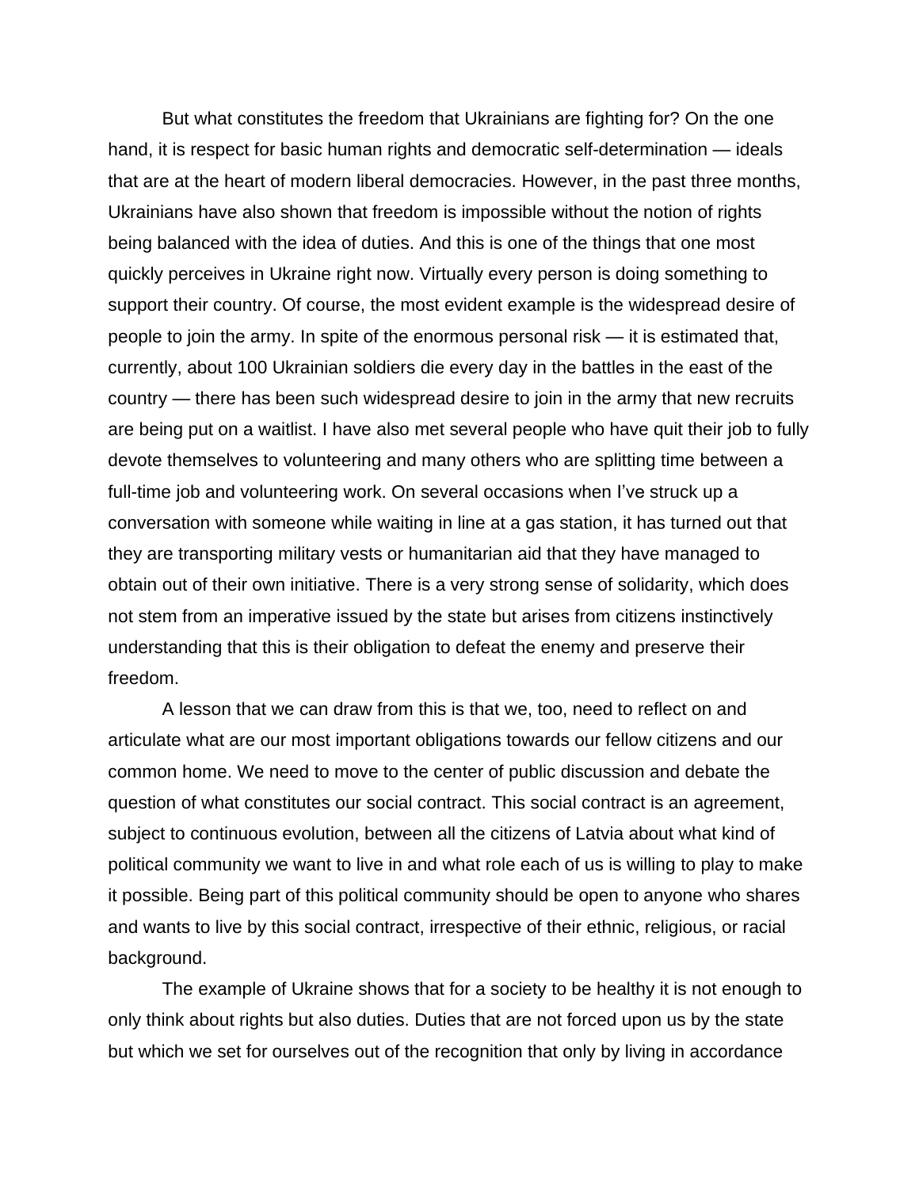But what constitutes the freedom that Ukrainians are fighting for? On the one hand, it is respect for basic human rights and democratic self-determination — ideals that are at the heart of modern liberal democracies. However, in the past three months, Ukrainians have also shown that freedom is impossible without the notion of rights being balanced with the idea of duties. And this is one of the things that one most quickly perceives in Ukraine right now. Virtually every person is doing something to support their country. Of course, the most evident example is the widespread desire of people to join the army. In spite of the enormous personal risk — it is estimated that, currently, about 100 Ukrainian soldiers die every day in the battles in the east of the country — there has been such widespread desire to join in the army that new recruits are being put on a waitlist. I have also met several people who have quit their job to fully devote themselves to volunteering and many others who are splitting time between a full-time job and volunteering work. On several occasions when I've struck up a conversation with someone while waiting in line at a gas station, it has turned out that they are transporting military vests or humanitarian aid that they have managed to obtain out of their own initiative. There is a very strong sense of solidarity, which does not stem from an imperative issued by the state but arises from citizens instinctively understanding that this is their obligation to defeat the enemy and preserve their freedom.

A lesson that we can draw from this is that we, too, need to reflect on and articulate what are our most important obligations towards our fellow citizens and our common home. We need to move to the center of public discussion and debate the question of what constitutes our social contract. This social contract is an agreement, subject to continuous evolution, between all the citizens of Latvia about what kind of political community we want to live in and what role each of us is willing to play to make it possible. Being part of this political community should be open to anyone who shares and wants to live by this social contract, irrespective of their ethnic, religious, or racial background.

The example of Ukraine shows that for a society to be healthy it is not enough to only think about rights but also duties. Duties that are not forced upon us by the state but which we set for ourselves out of the recognition that only by living in accordance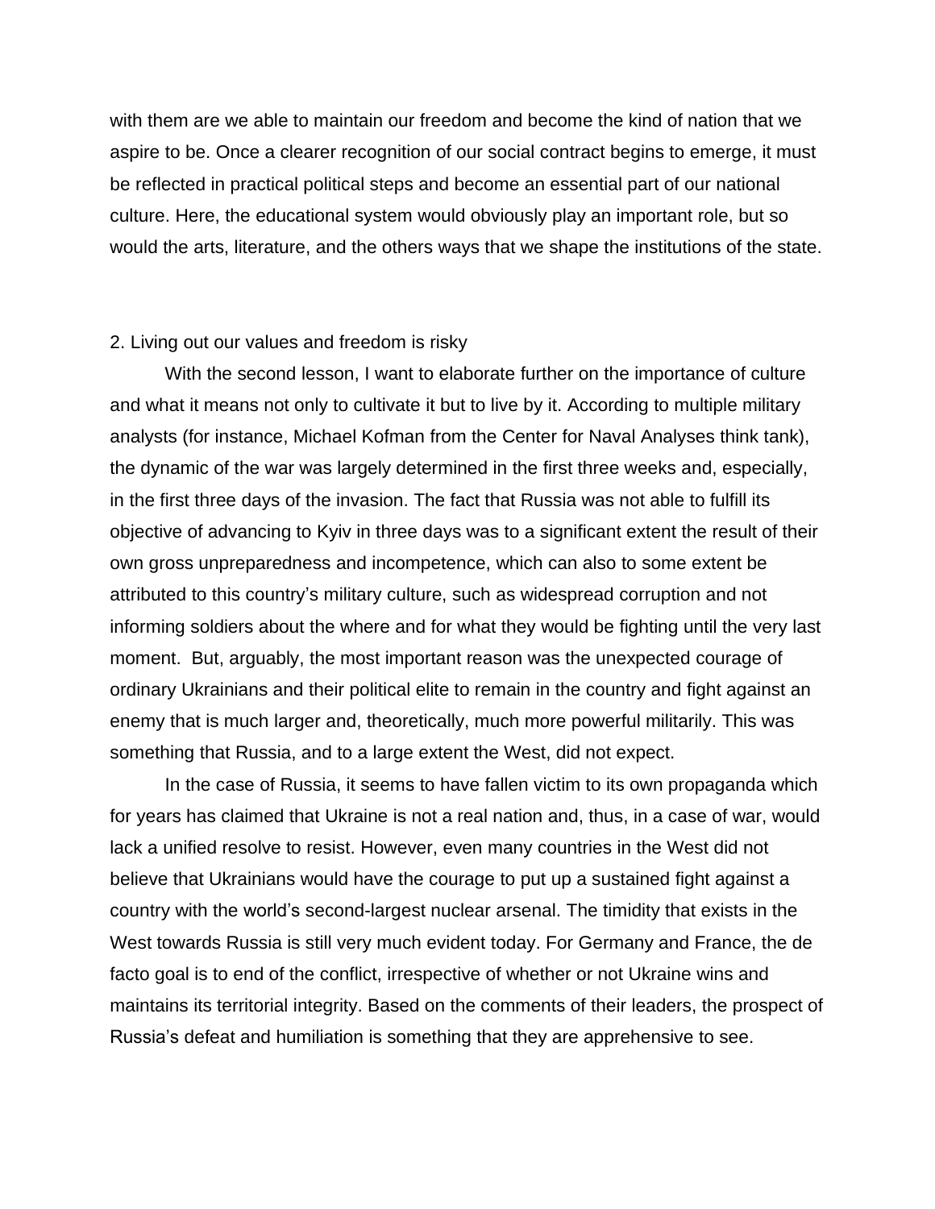with them are we able to maintain our freedom and become the kind of nation that we aspire to be. Once a clearer recognition of our social contract begins to emerge, it must be reflected in practical political steps and become an essential part of our national culture. Here, the educational system would obviously play an important role, but so would the arts, literature, and the others ways that we shape the institutions of the state.

## 2. Living out our values and freedom is risky

With the second lesson, I want to elaborate further on the importance of culture and what it means not only to cultivate it but to live by it. According to multiple military analysts (for instance, Michael Kofman from the Center for Naval Analyses think tank), the dynamic of the war was largely determined in the first three weeks and, especially, in the first three days of the invasion. The fact that Russia was not able to fulfill its objective of advancing to Kyiv in three days was to a significant extent the result of their own gross unpreparedness and incompetence, which can also to some extent be attributed to this country's military culture, such as widespread corruption and not informing soldiers about the where and for what they would be fighting until the very last moment. But, arguably, the most important reason was the unexpected courage of ordinary Ukrainians and their political elite to remain in the country and fight against an enemy that is much larger and, theoretically, much more powerful militarily. This was something that Russia, and to a large extent the West, did not expect.

In the case of Russia, it seems to have fallen victim to its own propaganda which for years has claimed that Ukraine is not a real nation and, thus, in a case of war, would lack a unified resolve to resist. However, even many countries in the West did not believe that Ukrainians would have the courage to put up a sustained fight against a country with the world's second-largest nuclear arsenal. The timidity that exists in the West towards Russia is still very much evident today. For Germany and France, the de facto goal is to end of the conflict, irrespective of whether or not Ukraine wins and maintains its territorial integrity. Based on the comments of their leaders, the prospect of Russia's defeat and humiliation is something that they are apprehensive to see.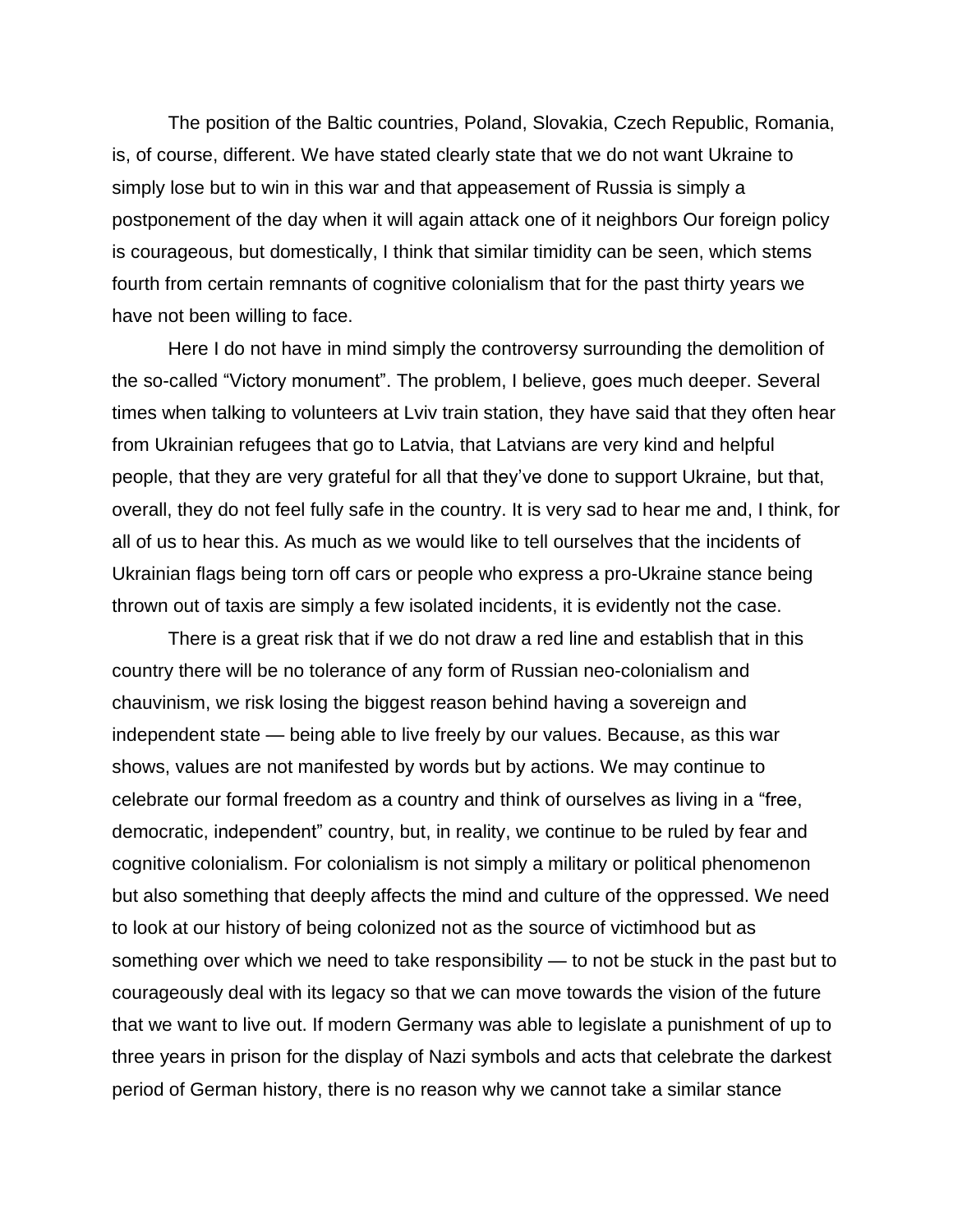The position of the Baltic countries, Poland, Slovakia, Czech Republic, Romania, is, of course, different. We have stated clearly state that we do not want Ukraine to simply lose but to win in this war and that appeasement of Russia is simply a postponement of the day when it will again attack one of it neighbors Our foreign policy is courageous, but domestically, I think that similar timidity can be seen, which stems fourth from certain remnants of cognitive colonialism that for the past thirty years we have not been willing to face.

Here I do not have in mind simply the controversy surrounding the demolition of the so-called "Victory monument". The problem, I believe, goes much deeper. Several times when talking to volunteers at Lviv train station, they have said that they often hear from Ukrainian refugees that go to Latvia, that Latvians are very kind and helpful people, that they are very grateful for all that they've done to support Ukraine, but that, overall, they do not feel fully safe in the country. It is very sad to hear me and, I think, for all of us to hear this. As much as we would like to tell ourselves that the incidents of Ukrainian flags being torn off cars or people who express a pro-Ukraine stance being thrown out of taxis are simply a few isolated incidents, it is evidently not the case.

There is a great risk that if we do not draw a red line and establish that in this country there will be no tolerance of any form of Russian neo-colonialism and chauvinism, we risk losing the biggest reason behind having a sovereign and independent state — being able to live freely by our values. Because, as this war shows, values are not manifested by words but by actions. We may continue to celebrate our formal freedom as a country and think of ourselves as living in a "free, democratic, independent" country, but, in reality, we continue to be ruled by fear and cognitive colonialism. For colonialism is not simply a military or political phenomenon but also something that deeply affects the mind and culture of the oppressed. We need to look at our history of being colonized not as the source of victimhood but as something over which we need to take responsibility — to not be stuck in the past but to courageously deal with its legacy so that we can move towards the vision of the future that we want to live out. If modern Germany was able to legislate a punishment of up to three years in prison for the display of Nazi symbols and acts that celebrate the darkest period of German history, there is no reason why we cannot take a similar stance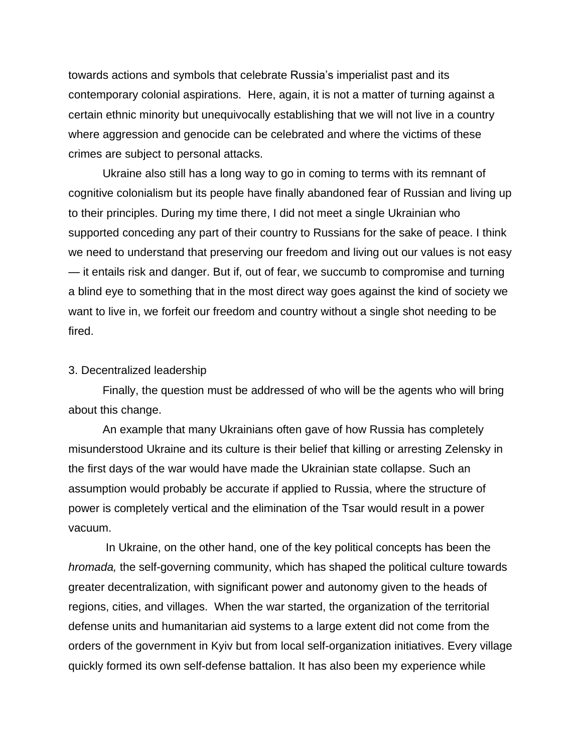towards actions and symbols that celebrate Russia's imperialist past and its contemporary colonial aspirations. Here, again, it is not a matter of turning against a certain ethnic minority but unequivocally establishing that we will not live in a country where aggression and genocide can be celebrated and where the victims of these crimes are subject to personal attacks.

Ukraine also still has a long way to go in coming to terms with its remnant of cognitive colonialism but its people have finally abandoned fear of Russian and living up to their principles. During my time there, I did not meet a single Ukrainian who supported conceding any part of their country to Russians for the sake of peace. I think we need to understand that preserving our freedom and living out our values is not easy — it entails risk and danger. But if, out of fear, we succumb to compromise and turning a blind eye to something that in the most direct way goes against the kind of society we want to live in, we forfeit our freedom and country without a single shot needing to be fired.

3. Decentralized leadership

Finally, the question must be addressed of who will be the agents who will bring about this change.

An example that many Ukrainians often gave of how Russia has completely misunderstood Ukraine and its culture is their belief that killing or arresting Zelensky in the first days of the war would have made the Ukrainian state collapse. Such an assumption would probably be accurate if applied to Russia, where the structure of power is completely vertical and the elimination of the Tsar would result in a power vacuum.

In Ukraine, on the other hand, one of the key political concepts has been the *hromada,* the self-governing community, which has shaped the political culture towards greater decentralization, with significant power and autonomy given to the heads of regions, cities, and villages. When the war started, the organization of the territorial defense units and humanitarian aid systems to a large extent did not come from the orders of the government in Kyiv but from local self-organization initiatives. Every village quickly formed its own self-defense battalion. It has also been my experience while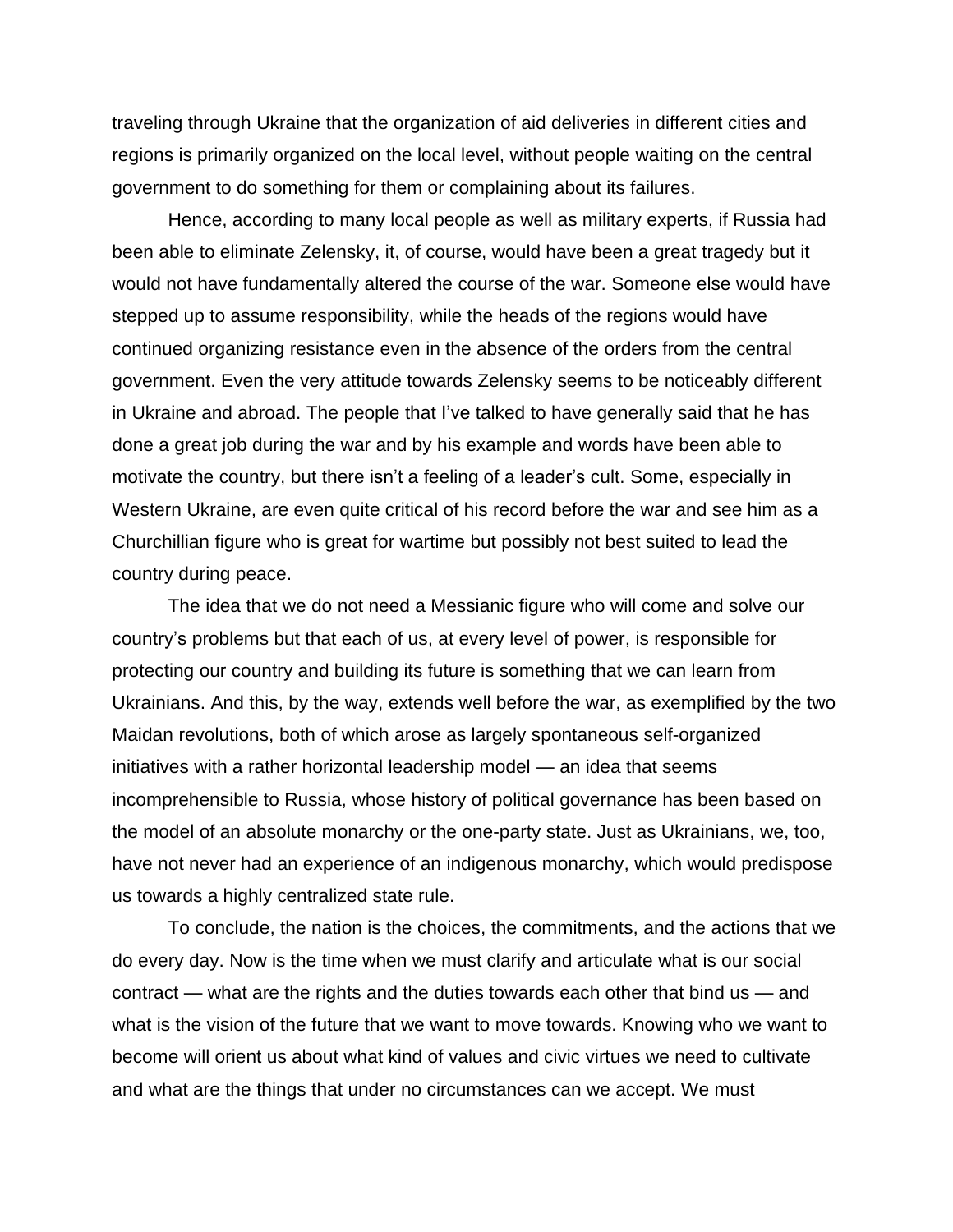traveling through Ukraine that the organization of aid deliveries in different cities and regions is primarily organized on the local level, without people waiting on the central government to do something for them or complaining about its failures.

Hence, according to many local people as well as military experts, if Russia had been able to eliminate Zelensky, it, of course, would have been a great tragedy but it would not have fundamentally altered the course of the war. Someone else would have stepped up to assume responsibility, while the heads of the regions would have continued organizing resistance even in the absence of the orders from the central government. Even the very attitude towards Zelensky seems to be noticeably different in Ukraine and abroad. The people that I've talked to have generally said that he has done a great job during the war and by his example and words have been able to motivate the country, but there isn't a feeling of a leader's cult. Some, especially in Western Ukraine, are even quite critical of his record before the war and see him as a Churchillian figure who is great for wartime but possibly not best suited to lead the country during peace.

The idea that we do not need a Messianic figure who will come and solve our country's problems but that each of us, at every level of power, is responsible for protecting our country and building its future is something that we can learn from Ukrainians. And this, by the way, extends well before the war, as exemplified by the two Maidan revolutions, both of which arose as largely spontaneous self-organized initiatives with a rather horizontal leadership model — an idea that seems incomprehensible to Russia, whose history of political governance has been based on the model of an absolute monarchy or the one-party state. Just as Ukrainians, we, too, have not never had an experience of an indigenous monarchy, which would predispose us towards a highly centralized state rule.

To conclude, the nation is the choices, the commitments, and the actions that we do every day. Now is the time when we must clarify and articulate what is our social contract — what are the rights and the duties towards each other that bind us — and what is the vision of the future that we want to move towards. Knowing who we want to become will orient us about what kind of values and civic virtues we need to cultivate and what are the things that under no circumstances can we accept. We must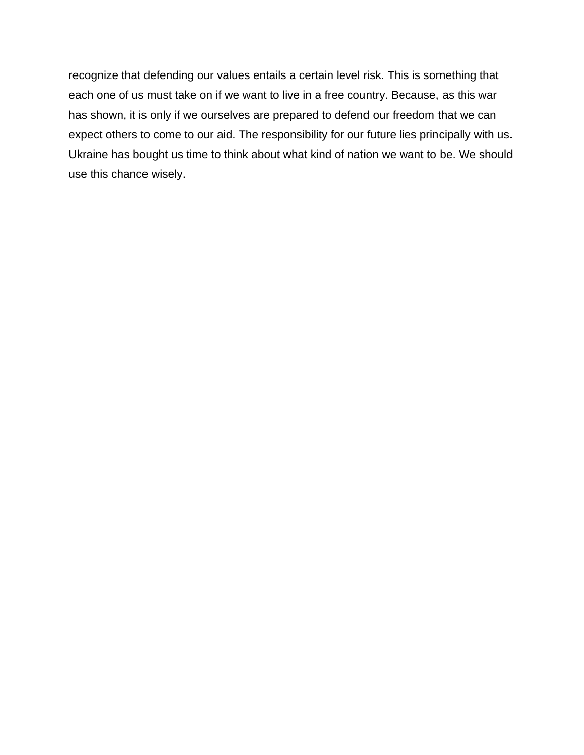recognize that defending our values entails a certain level risk. This is something that each one of us must take on if we want to live in a free country. Because, as this war has shown, it is only if we ourselves are prepared to defend our freedom that we can expect others to come to our aid. The responsibility for our future lies principally with us. Ukraine has bought us time to think about what kind of nation we want to be. We should use this chance wisely.